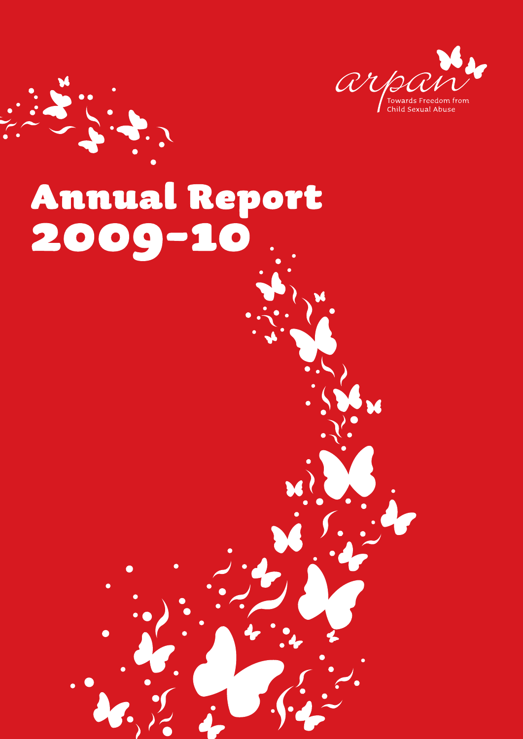arpan

Towards Freedom from Child Sexual Abuse

# Annual Report 2009-10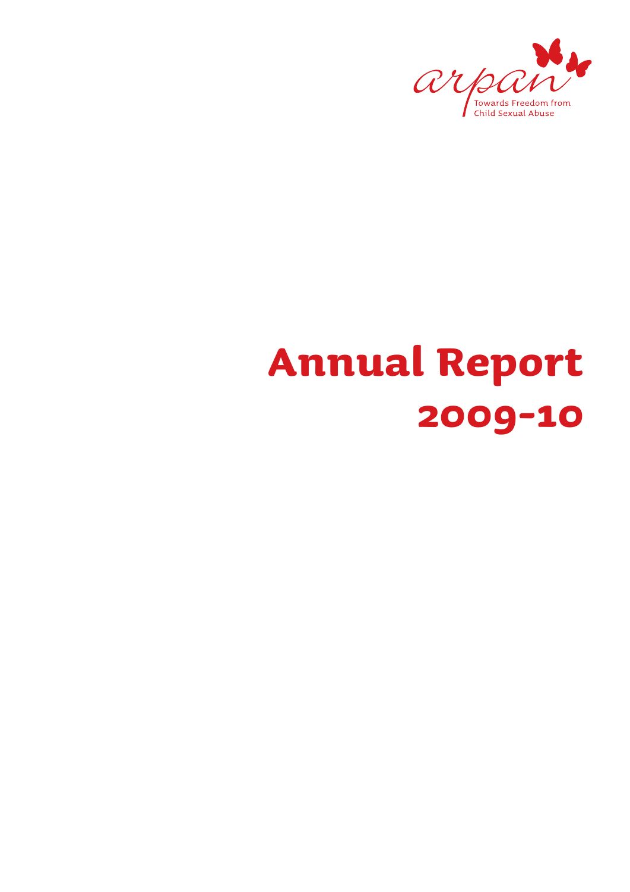arpan

Towards Freedom from Child Sexual Abuse

# Annual Report 2009-10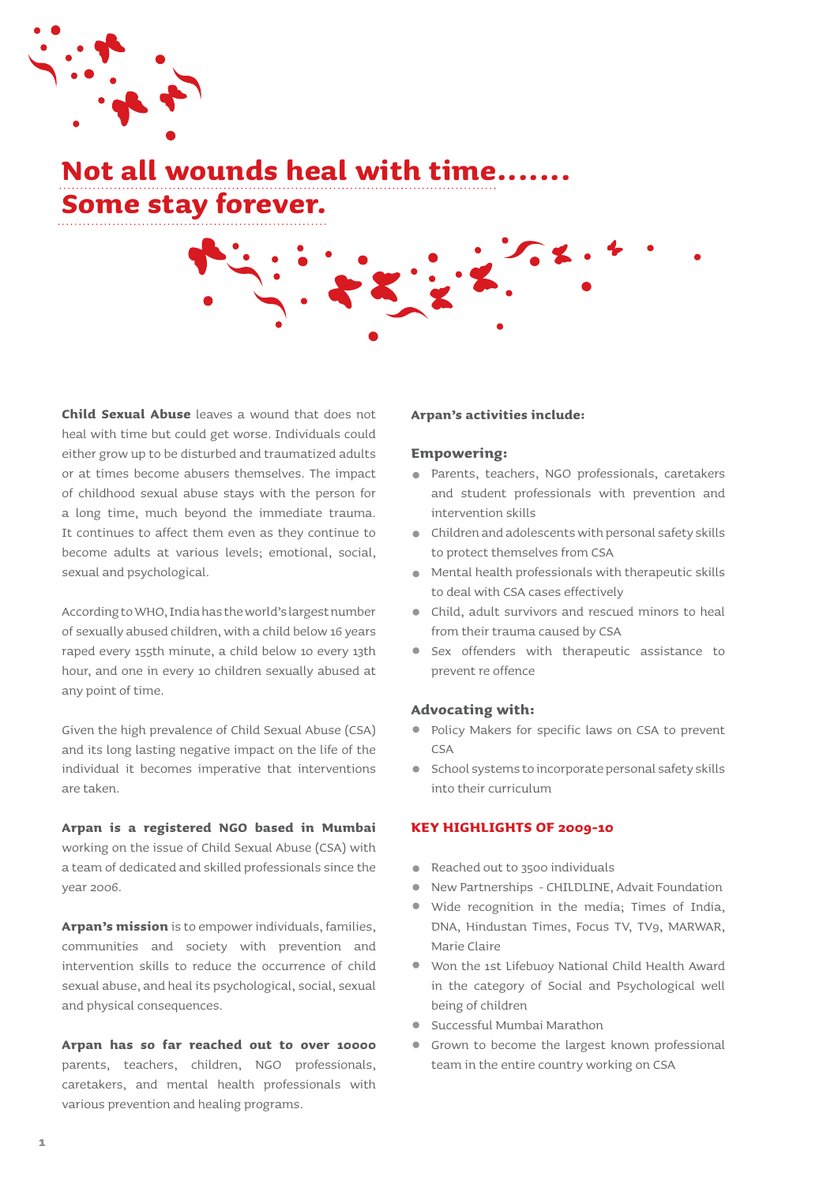# Not all wounds heal with time.......
# Some stay forever.

**Child Sexual Abuse** leaves a wound that does not heal with time but could get worse. Individuals could either grow up to be disturbed and traumatized adults or at times become abusers themselves. The impact of childhood sexual abuse stays with the person for a long time, much beyond the immediate trauma. It continues to affect them even as they continue to become adults at various levels; emotional, social, sexual and psychological.

According to WHO, India has the world's largest number of sexually abused children, with a child below 16 years raped every 155th minute, a child below 10 every 13th hour, and one in every 10 children sexually abused at any point of time.

Given the high prevalence of Child Sexual Abuse (CSA) and its long lasting negative impact on the life of the individual it becomes imperative that interventions are taken.

**Arpan is a registered NGO based in Mumbai** working on the issue of Child Sexual Abuse (CSA) with a team of dedicated and skilled professionals since the year 2006.

**Arpan's mission** is to empower individuals, families, communities and society with prevention and intervention skills to reduce the occurrence of child sexual abuse, and heal its psychological, social, sexual and physical consequences.

**Arpan has so far reached out to over 10000** parents, teachers, children, NGO professionals, caretakers, and mental health professionals with various prevention and healing programs.

**Arpan's activities include:**

**Empowering:**

- Parents, teachers, NGO professionals, caretakers and student professionals with prevention and intervention skills
- Children and adolescents with personal safety skills to protect themselves from CSA
- Mental health professionals with therapeutic skills to deal with CSA cases effectively
- Child, adult survivors and rescued minors to heal from their trauma caused by CSA
- Sex offenders with therapeutic assistance to prevent re offence

**Advocating with:**

- Policy Makers for specific laws on CSA to prevent CSA
- School systems to incorporate personal safety skills into their curriculum

## KEY HIGHLIGHTS OF 2009-10

- Reached out to 3500 individuals
- New Partnerships - CHILDLINE, Advait Foundation
- Wide recognition in the media; Times of India, DNA, Hindustan Times, Focus TV, TV9, MARWAR, Marie Claire
- Won the 1st Lifebuoy National Child Health Award in the category of Social and Psychological well being of children
- Successful Mumbai Marathon
- Grown to become the largest known professional team in the entire country working on CSA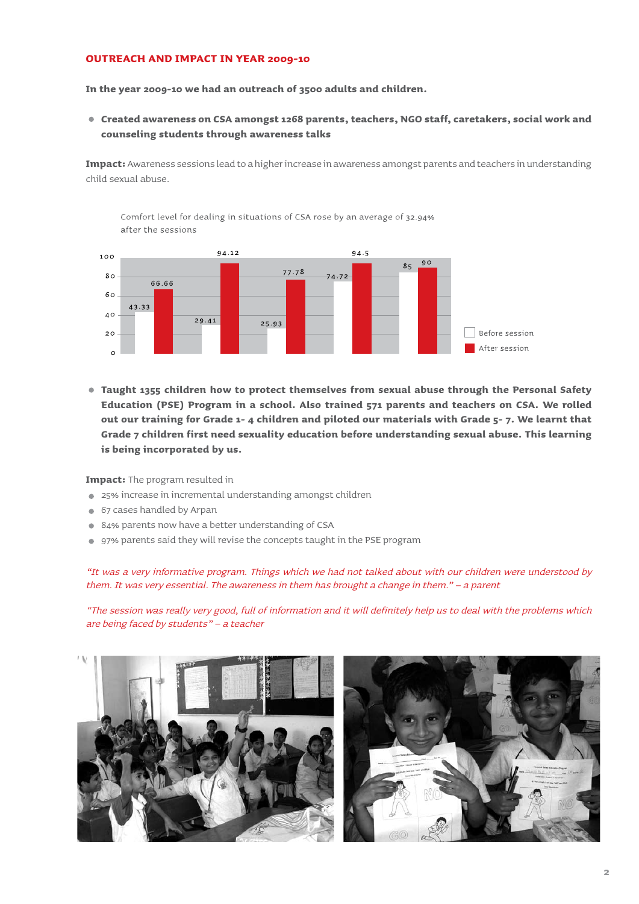## OUTREACH AND IMPACT IN YEAR 2009-10

**In the year 2009-10 we had an outreach of 3500 adults and children.**

- **Created awareness on CSA amongst 1268 parents, teachers, NGO staff, caretakers, social work and counseling students through awareness talks**

**Impact:** Awareness sessions lead to a higher increase in awareness amongst parents and teachers in understanding child sexual abuse.

Comfort level for dealing in situations of CSA rose by an average of 32.94% after the sessions

| Before session | After session |
|---|---|
| 43.33 | 66.66 |
| 29.41 | 94.12 |
| 25.93 | 77.78 |
| 74.72 | 94.5 |
| 85 | 90 |

- **Taught 1355 children how to protect themselves from sexual abuse through the Personal Safety Education (PSE) Program in a school. Also trained 571 parents and teachers on CSA. We rolled out our training for Grade 1- 4 children and piloted our materials with Grade 5- 7. We learnt that Grade 7 children first need sexuality education before understanding sexual abuse. This learning is being incorporated by us.**

**Impact:** The program resulted in

- 25% increase in incremental understanding amongst children
- 67 cases handled by Arpan
- 84% parents now have a better understanding of CSA
- 97% parents said they will revise the concepts taught in the PSE program

*"It was a very informative program. Things which we had not talked about with our children were understood by them. It was very essential. The awareness in them has brought a change in them." – a parent*

*"The session was really very good, full of information and it will definitely help us to deal with the problems which are being faced by students" – a teacher*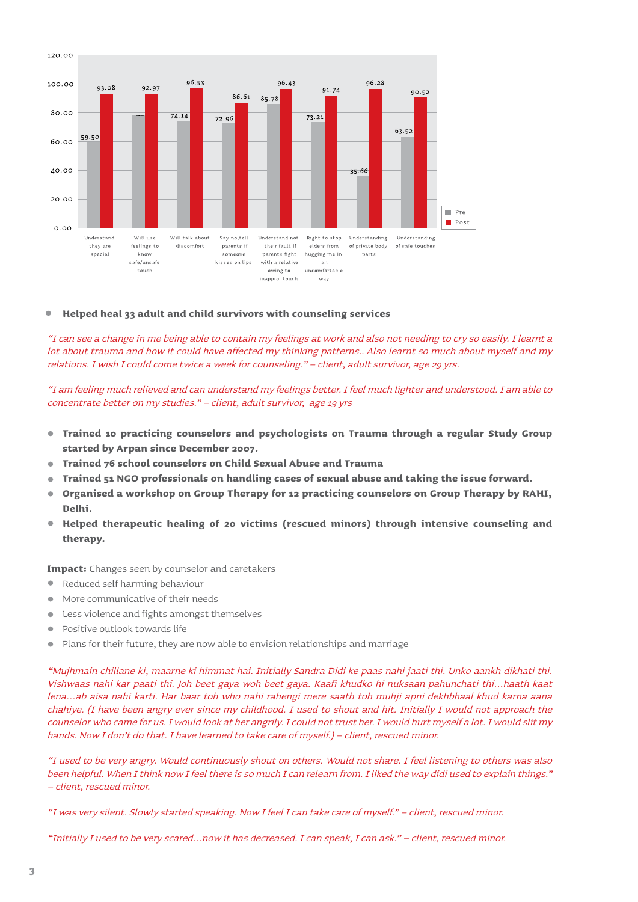| | Pre | Post |
|---|---|---|
| Understand they are special | 59.50 | 93.08 |
| Will use feelings to know safe/unsafe touch | | 92.97 |
| Will talk about discomfort | 74.14 | 96.53 |
| Say no, tell parents if someone kisses on lips | 72.96 | 86.61 |
| Understand not their fault if parents fight with a relative owing to inappro. touch | 85.78 | 96.43 |
| Right to stop elders from hugging me in an uncomfortable way | 73.21 | 91.74 |
| Understanding of private body parts | 35.66 | 96.28 |
| Understanding of safe touches | 63.52 | 90.52 |

- **Helped heal 33 adult and child survivors with counseling services**

*"I can see a change in me being able to contain my feelings at work and also not needing to cry so easily. I learnt a lot about trauma and how it could have affected my thinking patterns.. Also learnt so much about myself and my relations. I wish I could come twice a week for counseling." – client, adult survivor, age 29 yrs.*

*"I am feeling much relieved and can understand my feelings better. I feel much lighter and understood. I am able to concentrate better on my studies." – client, adult survivor, age 19 yrs*

- **Trained 10 practicing counselors and psychologists on Trauma through a regular Study Group started by Arpan since December 2007.**
- **Trained 76 school counselors on Child Sexual Abuse and Trauma**
- **Trained 51 NGO professionals on handling cases of sexual abuse and taking the issue forward.**
- **Organised a workshop on Group Therapy for 12 practicing counselors on Group Therapy by RAHI, Delhi.**
- **Helped therapeutic healing of 20 victims (rescued minors) through intensive counseling and therapy.**

**Impact:** Changes seen by counselor and caretakers

- Reduced self harming behaviour
- More communicative of their needs
- Less violence and fights amongst themselves
- Positive outlook towards life
- Plans for their future, they are now able to envision relationships and marriage

*"Mujhmain chillane ki, maarne ki himmat hai. Initially Sandra Didi ke paas nahi jaati thi. Unko aankh dikhati thi. Vishwaas nahi kar paati thi. Joh beet gaya woh beet gaya. Kaafi khudko hi nuksaan pahunchati thi…haath kaat lena…ab aisa nahi karti. Har baar toh who nahi rahengi mere saath toh muhji apni dekhbhaal khud karna aana chahiye. (I have been angry ever since my childhood. I used to shout and hit. Initially I would not approach the counselor who came for us. I would look at her angrily. I could not trust her. I would hurt myself a lot. I would slit my hands. Now I don't do that. I have learned to take care of myself.) – client, rescued minor.*

*"I used to be very angry. Would continuously shout on others. Would not share. I feel listening to others was also been helpful. When I think now I feel there is so much I can relearn from. I liked the way didi used to explain things." – client, rescued minor.*

*"I was very silent. Slowly started speaking. Now I feel I can take care of myself." – client, rescued minor.*

*"Initially I used to be very scared…now it has decreased. I can speak, I can ask." – client, rescued minor.*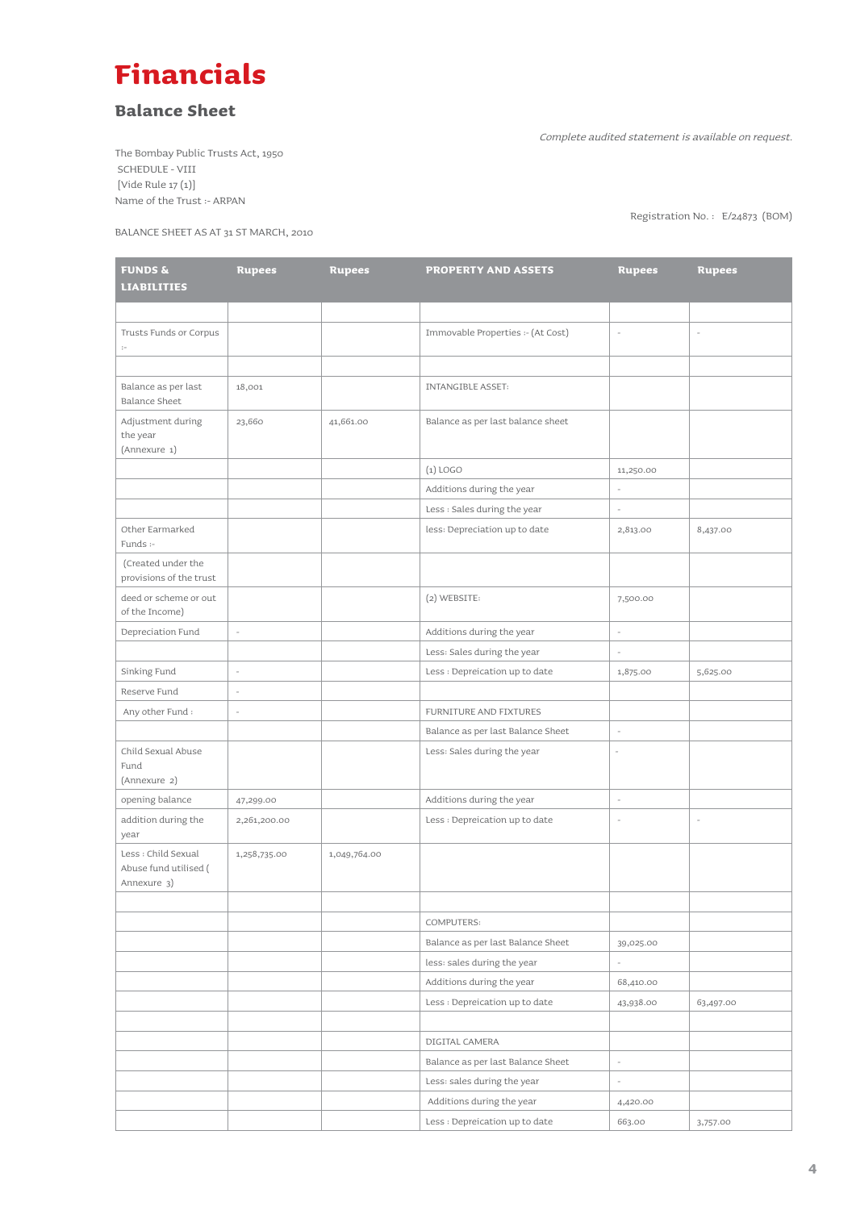# Financials

## Balance Sheet

*Complete audited statement is available on request.*

The Bombay Public Trusts Act, 1950
SCHEDULE - VIII
[Vide Rule 17 (1)]
Name of the Trust :- ARPAN

Registration No. : E/24873 (BOM)

BALANCE SHEET AS AT 31 ST MARCH, 2010

| FUNDS & LIABILITIES | Rupees | Rupees | PROPERTY AND ASSETS | Rupees | Rupees |
|---|---|---|---|---|---|
| | | | | | |
| Trusts Funds or Corpus :- | | | Immovable Properties :- (At Cost) | - | - |
| | | | | | |
| Balance as per last Balance Sheet | 18,001 | | INTANGIBLE ASSET: | | |
| Adjustment during the year (Annexure 1) | 23,660 | 41,661.00 | Balance as per last balance sheet | | |
| | | | (1) LOGO | 11,250.00 | |
| | | | Additions during the year | - | |
| | | | Less : Sales during the year | - | |
| Other Earmarked Funds :- | | | less: Depreciation up to date | 2,813.00 | 8,437.00 |
| (Created under the provisions of the trust | | | | | |
| deed or scheme or out of the Income) | | | (2) WEBSITE: | 7,500.00 | |
| Depreciation Fund | - | | Additions during the year | - | |
| | | | Less: Sales during the year | - | |
| Sinking Fund | - | | Less : Depreication up to date | 1,875.00 | 5,625.00 |
| Reserve Fund | - | | | | |
| Any other Fund : | - | | FURNITURE AND FIXTURES | | |
| | | | Balance as per last Balance Sheet | - | |
| Child Sexual Abuse Fund (Annexure 2) | | | Less: Sales during the year | - | |
| opening balance | 47,299.00 | | Additions during the year | - | |
| addition during the year | 2,261,200.00 | | Less : Depreication up to date | - | - |
| Less : Child Sexual Abuse fund utilised ( Annexure 3) | 1,258,735.00 | 1,049,764.00 | | | |
| | | | | | |
| | | | COMPUTERS: | | |
| | | | Balance as per last Balance Sheet | 39,025.00 | |
| | | | less: sales during the year | - | |
| | | | Additions during the year | 68,410.00 | |
| | | | Less : Depreication up to date | 43,938.00 | 63,497.00 |
| | | | | | |
| | | | DIGITAL CAMERA | | |
| | | | Balance as per last Balance Sheet | - | |
| | | | Less: sales during the year | - | |
| | | | Additions during the year | 4,420.00 | |
| | | | Less : Depreication up to date | 663.00 | 3,757.00 |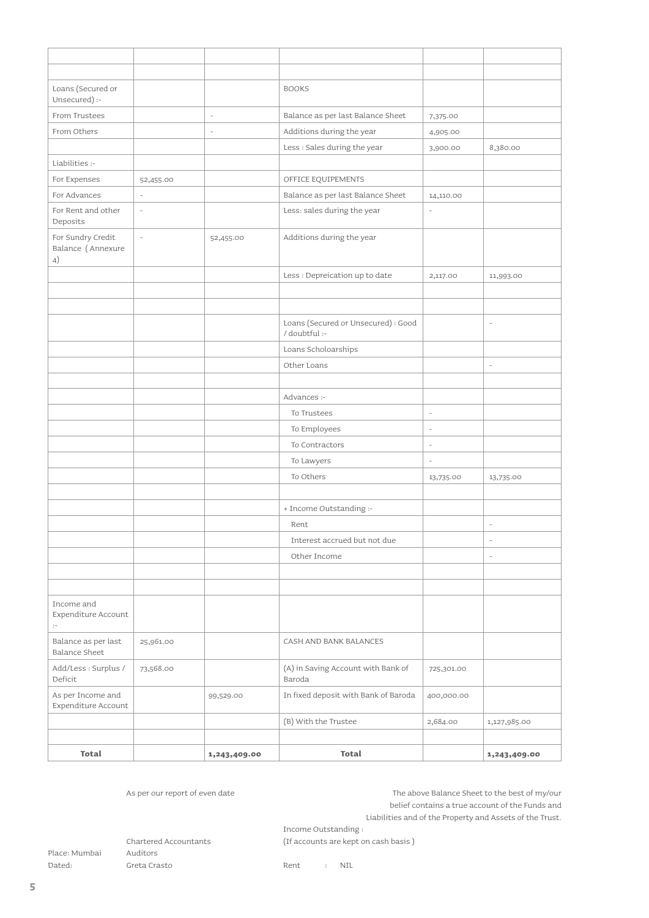| | | | | | |
|---|---|---|---|---|---|
| | | | | | |
| | | | | | |
| Loans (Secured or Unsecured) :- | | | BOOKS | | |
| From Trustees | | - | Balance as per last Balance Sheet | 7,375.00 | |
| From Others | | - | Additions during the year | 4,905.00 | |
| | | | Less : Sales during the year | 3,900.00 | 8,380.00 |
| Liabilities :- | | | | | |
| For Expenses | 52,455.00 | | OFFICE EQUIPEMENTS | | |
| For Advances | - | | Balance as per last Balance Sheet | 14,110.00 | |
| For Rent and other Deposits | - | | Less: sales during the year | - | |
| For Sundry Credit Balance ( Annexure 4) | - | 52,455.00 | Additions during the year | | |
| | | | Less : Depreication up to date | 2,117.00 | 11,993.00 |
| | | | | | |
| | | | | | |
| | | | Loans (Secured or Unsecured) : Good / doubtful :- | | - |
| | | | Loans Scholoarships | | |
| | | | Other Loans | | - |
| | | | | | |
| | | | Advances :- | | |
| | | | To Trustees | - | |
| | | | To Employees | - | |
| | | | To Contractors | - | |
| | | | To Lawyers | - | |
| | | | To Others | 13,735.00 | 13,735.00 |
| | | | | | |
| | | | + Income Outstanding :- | | |
| | | | Rent | | - |
| | | | Interest accrued but not due | | - |
| | | | Other Income | | - |
| | | | | | |
| | | | | | |
| Income and Expenditure Account :- | | | | | |
| Balance as per last Balance Sheet | 25,961.00 | | CASH AND BANK BALANCES | | |
| Add/Less : Surplus / Deficit | 73,568.00 | | (A) in Saving Account with Bank of Baroda | 725,301.00 | |
| As per Income and Expenditure Account | | 99,529.00 | In fixed deposit with Bank of Baroda | 400,000.00 | |
| | | | (B) With the Trustee | 2,684.00 | 1,127,985.00 |
| | | | | | |
| **Total** | | **1,243,409.00** | **Total** | | **1,243,409.00** |

As per our report of even date

The above Balance Sheet to the best of my/our belief contains a true account of the Funds and Liabilities and of the Property and Assets of the Trust.

Chartered Accountants
Auditors
Greta Crasto

Place: Mumbai
Dated:

Income Outstanding :
(If accounts are kept on cash basis )

Rent : NIL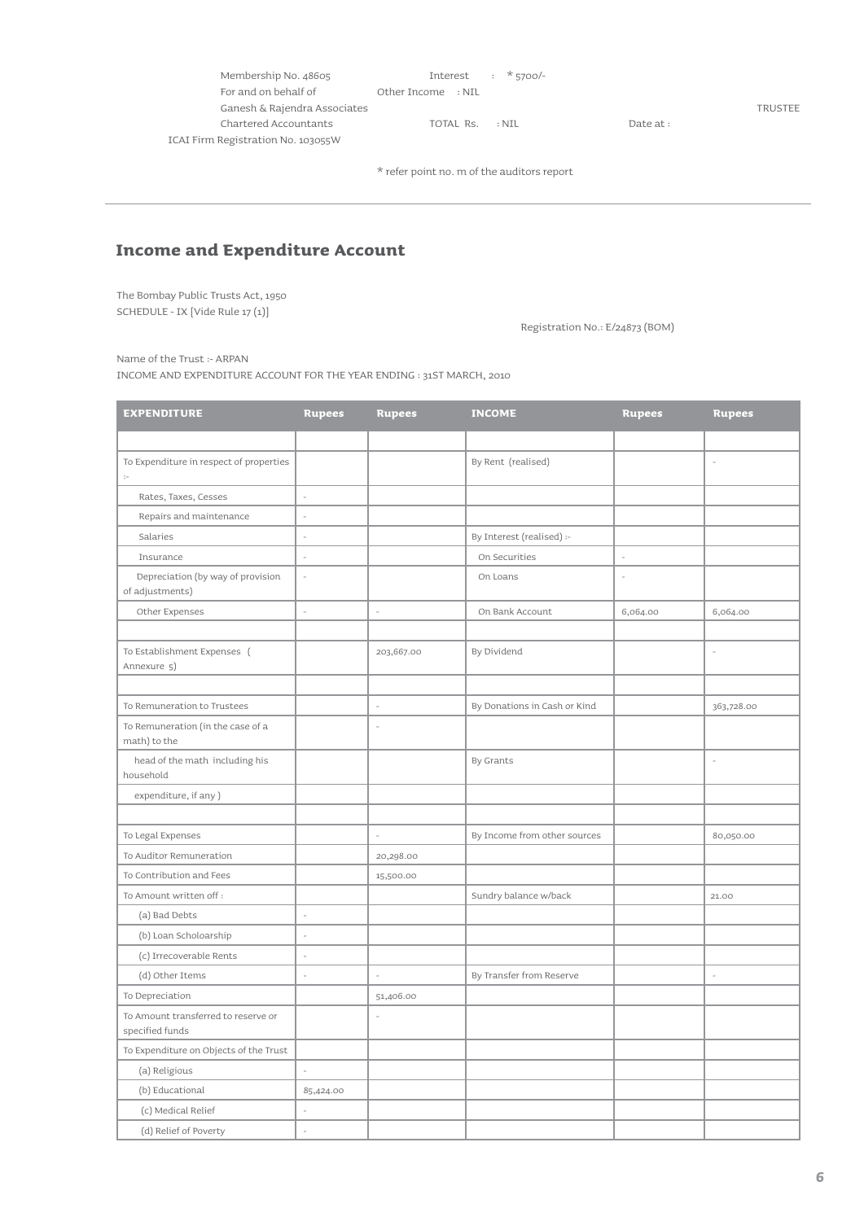Membership No. 48605
For and on behalf of
Ganesh & Rajendra Associates
Chartered Accountants
ICAI Firm Registration No. 103055W

Interest : * 5700/-
Other Income : NIL
TOTAL Rs. : NIL

Date at :

TRUSTEE

* refer point no. m of the auditors report

## Income and Expenditure Account

The Bombay Public Trusts Act, 1950
SCHEDULE - IX [Vide Rule 17 (1)]

Registration No.: E/24873 (BOM)

Name of the Trust :- ARPAN
INCOME AND EXPENDITURE ACCOUNT FOR THE YEAR ENDING : 31ST MARCH, 2010

| EXPENDITURE | Rupees | Rupees | INCOME | Rupees | Rupees |
|---|---|---|---|---|---|
| | | | | | |
| To Expenditure in respect of properties :- | | | By Rent (realised) | | - |
| Rates, Taxes, Cesses | - | | | | |
| Repairs and maintenance | - | | | | |
| Salaries | - | | By Interest (realised) :- | | |
| Insurance | - | | On Securities | - | |
| Depreciation (by way of provision of adjustments) | - | | On Loans | - | |
| Other Expenses | - | - | On Bank Account | 6,064.00 | 6,064.00 |
| | | | | | |
| To Establishment Expenses ( Annexure 5) | | 203,667.00 | By Dividend | | - |
| | | | | | |
| To Remuneration to Trustees | | - | By Donations in Cash or Kind | | 363,728.00 |
| To Remuneration (in the case of a math) to the | | - | | | |
| head of the math including his household | | | By Grants | | - |
| expenditure, if any ) | | | | | |
| | | | | | |
| To Legal Expenses | | - | By Income from other sources | | 80,050.00 |
| To Auditor Remuneration | | 20,298.00 | | | |
| To Contribution and Fees | | 15,500.00 | | | |
| To Amount written off : | | | Sundry balance w/back | | 21.00 |
| (a) Bad Debts | - | | | | |
| (b) Loan Scholoarship | - | | | | |
| (c) Irrecoverable Rents | - | | | | |
| (d) Other Items | - | - | By Transfer from Reserve | | - |
| To Depreciation | | 51,406.00 | | | |
| To Amount transferred to reserve or specified funds | | - | | | |
| To Expenditure on Objects of the Trust | | | | | |
| (a) Religious | - | | | | |
| (b) Educational | 85,424.00 | | | | |
| (c) Medical Relief | - | | | | |
| (d) Relief of Poverty | - | | | | |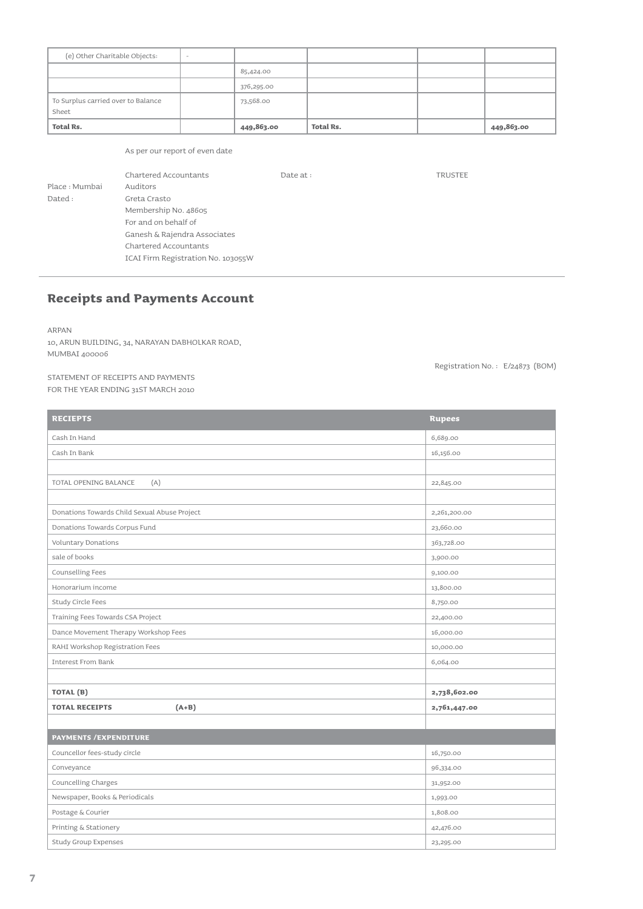| (e) Other Charitable Objects: | - | | | | |
|---|---|---|---|---|---|
| | | 85,424.00 | | | |
| | | 376,295.00 | | | |
| To Surplus carried over to Balance Sheet | | 73,568.00 | | | |
| **Total Rs.** | | **449,863.00** | **Total Rs.** | | **449,863.00** |

As per our report of even date

Chartered Accountants Date at : TRUSTEE

Place : Mumbai
Dated :

Auditors
Greta Crasto
Membership No. 48605
For and on behalf of
Ganesh & Rajendra Associates
Chartered Accountants
ICAI Firm Registration No. 103055W

## Receipts and Payments Account

ARPAN
10, ARUN BUILDING, 34, NARAYAN DABHOLKAR ROAD,
MUMBAI 400006

Registration No. : E/24873 (BOM)

STATEMENT OF RECEIPTS AND PAYMENTS
FOR THE YEAR ENDING 31ST MARCH 2010

| RECIEPTS | Rupees |
|---|---|
| Cash In Hand | 6,689.00 |
| Cash In Bank | 16,156.00 |
| | |
| TOTAL OPENING BALANCE (A) | 22,845.00 |
| | |
| Donations Towards Child Sexual Abuse Project | 2,261,200.00 |
| Donations Towards Corpus Fund | 23,660.00 |
| Voluntary Donations | 363,728.00 |
| sale of books | 3,900.00 |
| Counselling Fees | 9,100.00 |
| Honorarium income | 13,800.00 |
| Study Circle Fees | 8,750.00 |
| Training Fees Towards CSA Project | 22,400.00 |
| Dance Movement Therapy Workshop Fees | 16,000.00 |
| RAHI Workshop Registration Fees | 10,000.00 |
| Interest From Bank | 6,064.00 |
| | |
| **TOTAL (B)** | **2,738,602.00** |
| **TOTAL RECEIPTS (A+B)** | **2,761,447.00** |
| | |
| **PAYMENTS /EXPENDITURE** | |
| Councellor fees-study circle | 16,750.00 |
| Conveyance | 96,334.00 |
| Councelling Charges | 31,952.00 |
| Newspaper, Books & Periodicals | 1,993.00 |
| Postage & Courier | 1,808.00 |
| Printing & Stationery | 42,476.00 |
| Study Group Expenses | 23,295.00 |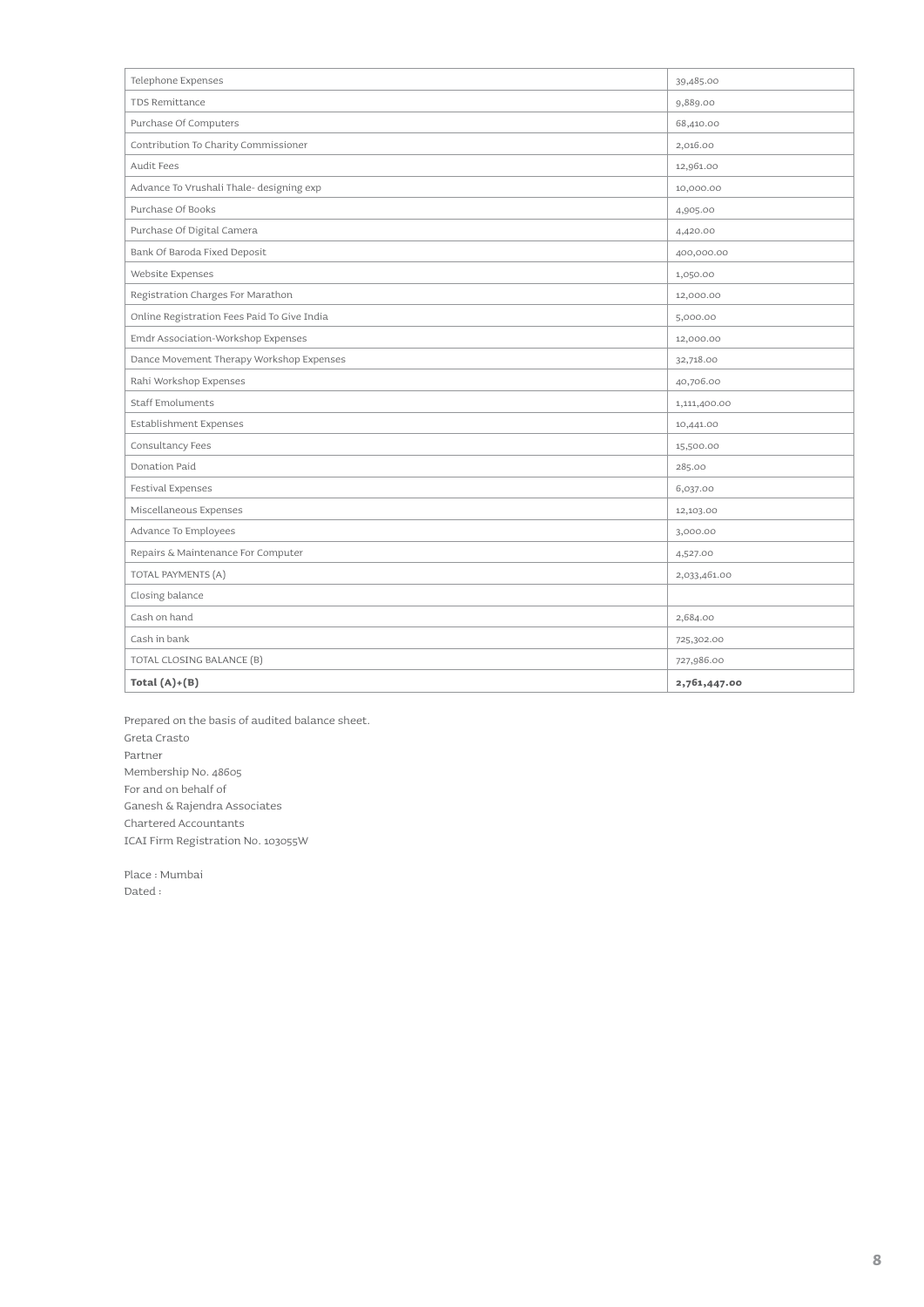| | |
|---|---|
| Telephone Expenses | 39,485.00 |
| TDS Remittance | 9,889.00 |
| Purchase Of Computers | 68,410.00 |
| Contribution To Charity Commissioner | 2,016.00 |
| Audit Fees | 12,961.00 |
| Advance To Vrushali Thale- designing exp | 10,000.00 |
| Purchase Of Books | 4,905.00 |
| Purchase Of Digital Camera | 4,420.00 |
| Bank Of Baroda Fixed Deposit | 400,000.00 |
| Website Expenses | 1,050.00 |
| Registration Charges For Marathon | 12,000.00 |
| Online Registration Fees Paid To Give India | 5,000.00 |
| Emdr Association-Workshop Expenses | 12,000.00 |
| Dance Movement Therapy Workshop Expenses | 32,718.00 |
| Rahi Workshop Expenses | 40,706.00 |
| Staff Emoluments | 1,111,400.00 |
| Establishment Expenses | 10,441.00 |
| Consultancy Fees | 15,500.00 |
| Donation Paid | 285.00 |
| Festival Expenses | 6,037.00 |
| Miscellaneous Expenses | 12,103.00 |
| Advance To Employees | 3,000.00 |
| Repairs & Maintenance For Computer | 4,527.00 |
| TOTAL PAYMENTS (A) | 2,033,461.00 |
| Closing balance | |
| Cash on hand | 2,684.00 |
| Cash in bank | 725,302.00 |
| TOTAL CLOSING BALANCE (B) | 727,986.00 |
| **Total (A)+(B)** | **2,761,447.00** |

Prepared on the basis of audited balance sheet.
Greta Crasto
Partner
Membership No. 48605
For and on behalf of
Ganesh & Rajendra Associates
Chartered Accountants
ICAI Firm Registration No. 103055W

Place : Mumbai
Dated :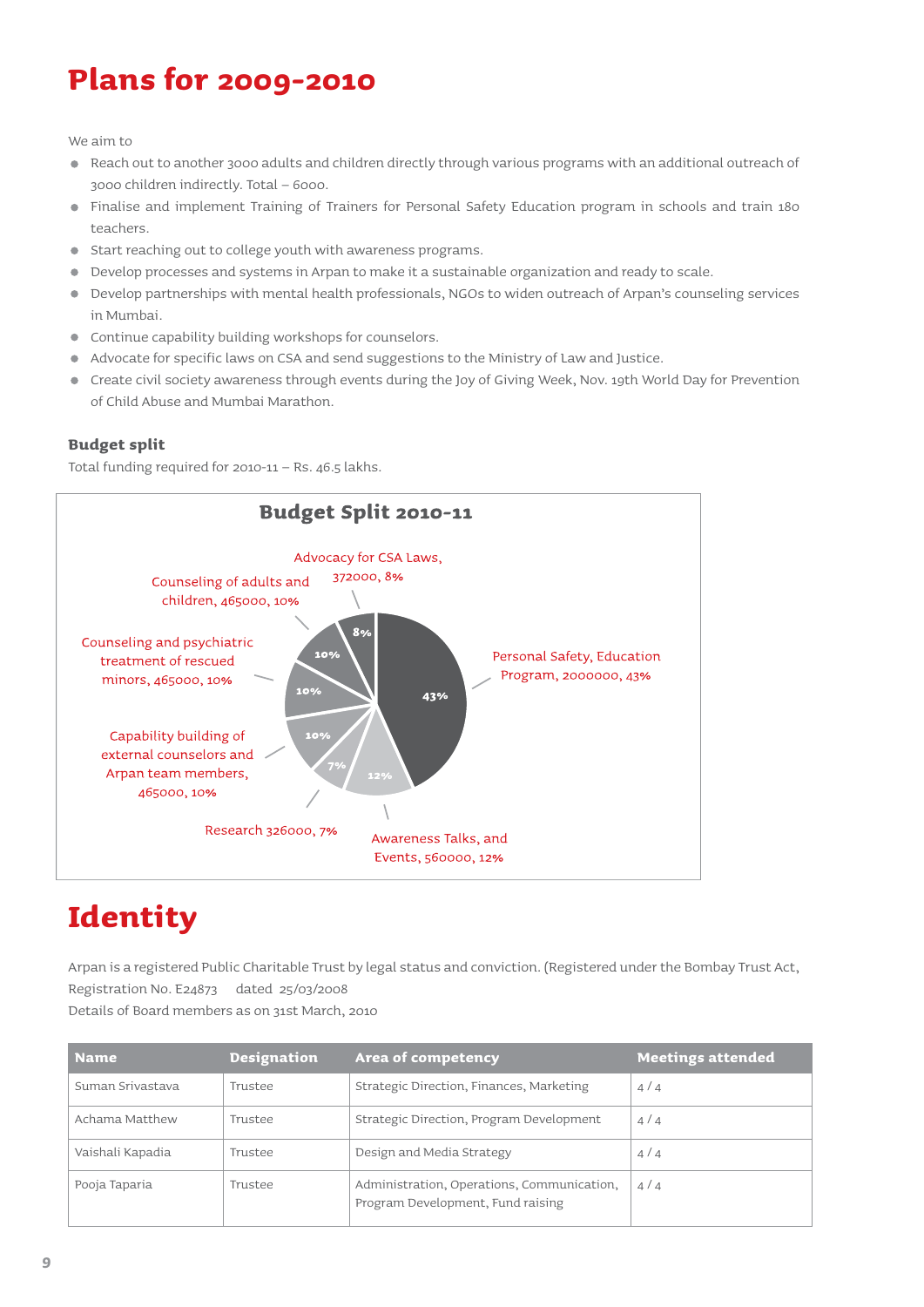# Plans for 2009-2010

We aim to

- Reach out to another 3000 adults and children directly through various programs with an additional outreach of 3000 children indirectly. Total – 6000.
- Finalise and implement Training of Trainers for Personal Safety Education program in schools and train 180 teachers.
- Start reaching out to college youth with awareness programs.
- Develop processes and systems in Arpan to make it a sustainable organization and ready to scale.
- Develop partnerships with mental health professionals, NGOs to widen outreach of Arpan's counseling services in Mumbai.
- Continue capability building workshops for counselors.
- Advocate for specific laws on CSA and send suggestions to the Ministry of Law and Justice.
- Create civil society awareness through events during the Joy of Giving Week, Nov. 19th World Day for Prevention of Child Abuse and Mumbai Marathon.

### Budget split

Total funding required for 2010-11 – Rs. 46.5 lakhs.

**Budget Split 2010-11**

- Personal Safety, Education Program, 2000000, 43%
- Awareness Talks, and Events, 560000, 12%
- Research 326000, 7%
- Capability building of external counselors and Arpan team members, 465000, 10%
- Counseling and psychiatric treatment of rescued minors, 465000, 10%
- Counseling of adults and children, 465000, 10%
- Advocacy for CSA Laws, 372000, 8%

# Identity

Arpan is a registered Public Charitable Trust by legal status and conviction. (Registered under the Bombay Trust Act, Registration No. E24873 dated 25/03/2008

Details of Board members as on 31st March, 2010

| Name | Designation | Area of competency | Meetings attended |
|---|---|---|---|
| Suman Srivastava | Trustee | Strategic Direction, Finances, Marketing | 4 / 4 |
| Achama Matthew | Trustee | Strategic Direction, Program Development | 4 / 4 |
| Vaishali Kapadia | Trustee | Design and Media Strategy | 4 / 4 |
| Pooja Taparia | Trustee | Administration, Operations, Communication, Program Development, Fund raising | 4 / 4 |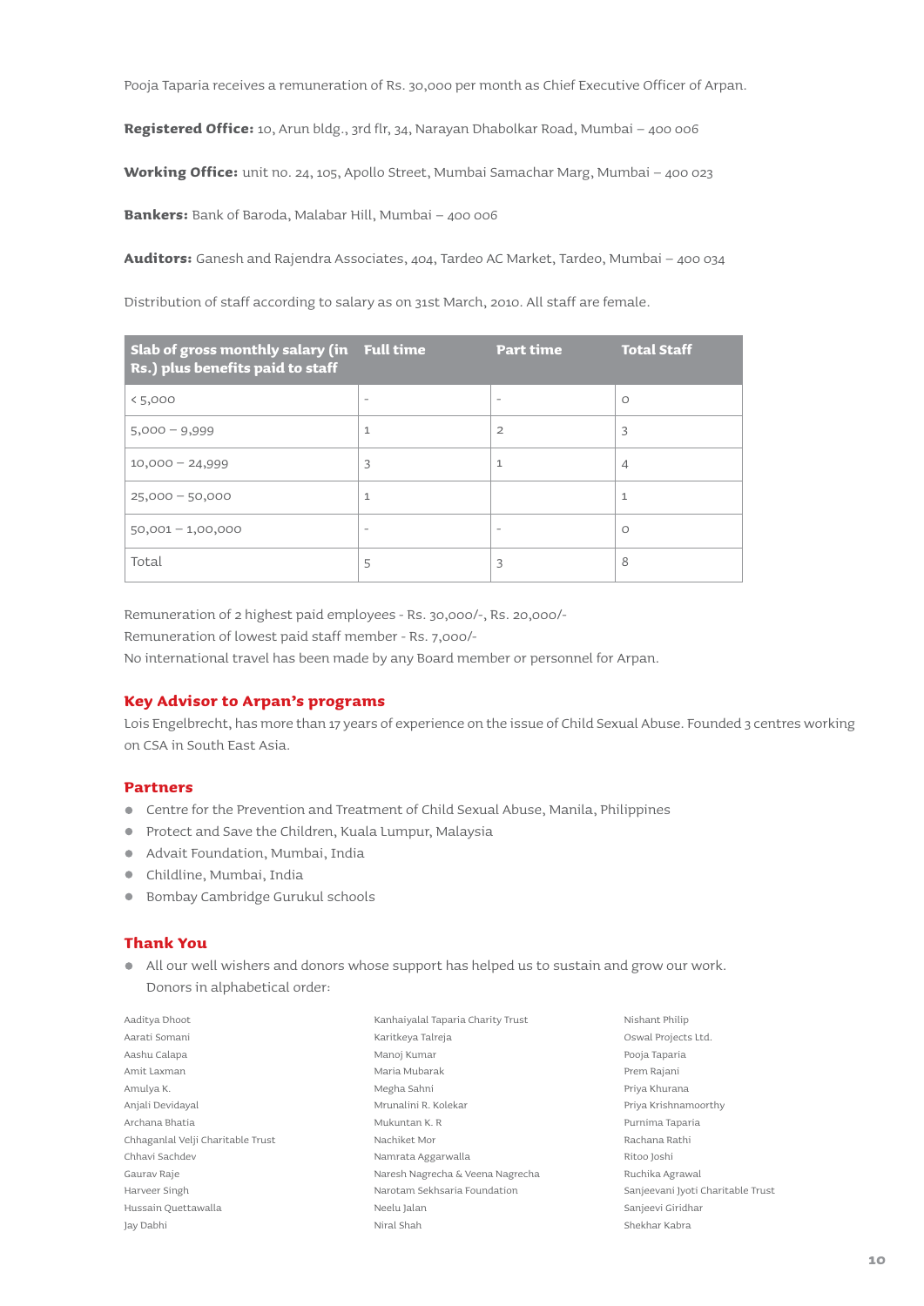Pooja Taparia receives a remuneration of Rs. 30,000 per month as Chief Executive Officer of Arpan.

**Registered Office:** 10, Arun bldg., 3rd flr, 34, Narayan Dhabolkar Road, Mumbai – 400 006

**Working Office:** unit no. 24, 105, Apollo Street, Mumbai Samachar Marg, Mumbai – 400 023

**Bankers:** Bank of Baroda, Malabar Hill, Mumbai – 400 006

**Auditors:** Ganesh and Rajendra Associates, 404, Tardeo AC Market, Tardeo, Mumbai – 400 034

Distribution of staff according to salary as on 31st March, 2010. All staff are female.

| Slab of gross monthly salary (in Rs.) plus benefits paid to staff | Full time | Part time | Total Staff |
|---|---|---|---|
| < 5,000 | - | - | 0 |
| 5,000 – 9,999 | 1 | 2 | 3 |
| 10,000 – 24,999 | 3 | 1 | 4 |
| 25,000 – 50,000 | 1 | | 1 |
| 50,001 – 1,00,000 | - | - | 0 |
| Total | 5 | 3 | 8 |

Remuneration of 2 highest paid employees - Rs. 30,000/-, Rs. 20,000/-
Remuneration of lowest paid staff member - Rs. 7,000/-
No international travel has been made by any Board member or personnel for Arpan.

## Key Advisor to Arpan's programs

Lois Engelbrecht, has more than 17 years of experience on the issue of Child Sexual Abuse. Founded 3 centres working on CSA in South East Asia.

## Partners

- Centre for the Prevention and Treatment of Child Sexual Abuse, Manila, Philippines
- Protect and Save the Children, Kuala Lumpur, Malaysia
- Advait Foundation, Mumbai, India
- Childline, Mumbai, India
- Bombay Cambridge Gurukul schools

## Thank You

- All our well wishers and donors whose support has helped us to sustain and grow our work.
  Donors in alphabetical order:

Aaditya Dhoot
Aarati Somani
Aashu Calapa
Amit Laxman
Amulya K.
Anjali Devidayal
Archana Bhatia
Chhaganlal Velji Charitable Trust
Chhavi Sachdev
Gaurav Raje
Harveer Singh
Hussain Quettawalla
Jay Dabhi
Kanhaiyalal Taparia Charity Trust
Karitkeya Talreja
Manoj Kumar
Maria Mubarak
Megha Sahni
Mrunalini R. Kolekar
Mukuntan K. R
Nachiket Mor
Namrata Aggarwalla
Naresh Nagrecha & Veena Nagrecha
Narotam Sekhsaria Foundation
Neelu Jalan
Niral Shah
Nishant Philip
Oswal Projects Ltd.
Pooja Taparia
Prem Rajani
Priya Khurana
Priya Krishnamoorthy
Purnima Taparia
Rachana Rathi
Ritoo Joshi
Ruchika Agrawal
Sanjeevani Jyoti Charitable Trust
Sanjeevi Giridhar
Shekhar Kabra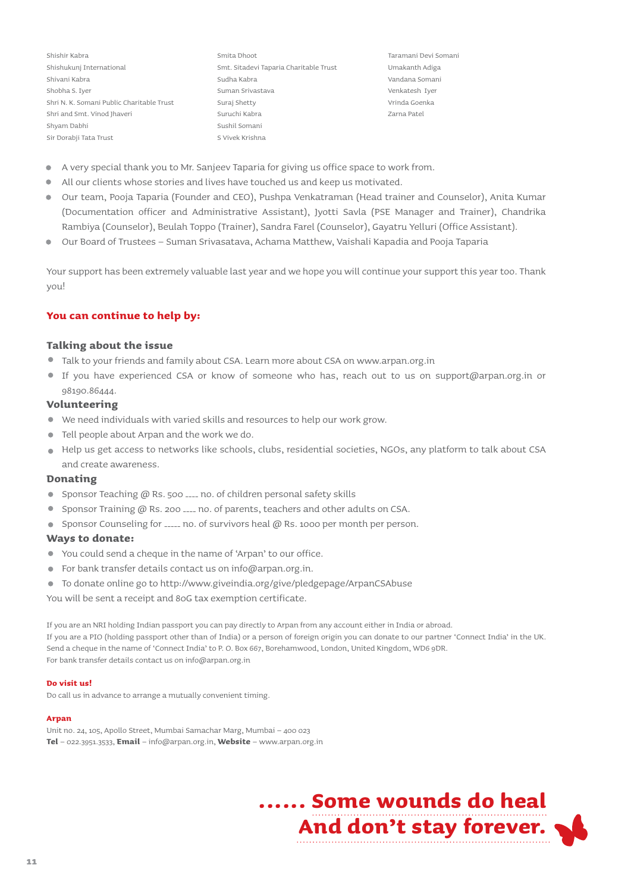Shishir Kabra
Shishukunj International
Shivani Kabra
Shobha S. Iyer
Shri N. K. Somani Public Charitable Trust
Shri and Smt. Vinod Jhaveri
Shyam Dabhi
Sir Dorabji Tata Trust
Smita Dhoot
Smt. Sitadevi Taparia Charitable Trust
Sudha Kabra
Suman Srivastava
Suraj Shetty
Suruchi Kabra
Sushil Somani
S Vivek Krishna
Taramani Devi Somani
Umakanth Adiga
Vandana Somani
Venkatesh Iyer
Vrinda Goenka
Zarna Patel

- A very special thank you to Mr. Sanjeev Taparia for giving us office space to work from.
- All our clients whose stories and lives have touched us and keep us motivated.
- Our team, Pooja Taparia (Founder and CEO), Pushpa Venkatraman (Head trainer and Counselor), Anita Kumar (Documentation officer and Administrative Assistant), Jyotti Savla (PSE Manager and Trainer), Chandrika Rambiya (Counselor), Beulah Toppo (Trainer), Sandra Farel (Counselor), Gayatru Yelluri (Office Assistant).
- Our Board of Trustees – Suman Srivasatava, Achama Matthew, Vaishali Kapadia and Pooja Taparia

Your support has been extremely valuable last year and we hope you will continue your support this year too. Thank you!

## You can continue to help by:

### Talking about the issue

- Talk to your friends and family about CSA. Learn more about CSA on www.arpan.org.in
- If you have experienced CSA or know of someone who has, reach out to us on support@arpan.org.in or 98190.86444.

### Volunteering

- We need individuals with varied skills and resources to help our work grow.
- Tell people about Arpan and the work we do.
- Help us get access to networks like schools, clubs, residential societies, NGOs, any platform to talk about CSA and create awareness.

### Donating

- Sponsor Teaching @ Rs. 500 ____ no. of children personal safety skills
- Sponsor Training @ Rs. 200 ____ no. of parents, teachers and other adults on CSA.
- Sponsor Counseling for _____ no. of survivors heal @ Rs. 1000 per month per person.

### Ways to donate:

- You could send a cheque in the name of 'Arpan' to our office.
- For bank transfer details contact us on info@arpan.org.in.
- To donate online go to http://www.giveindia.org/give/pledgepage/ArpanCSAbuse

You will be sent a receipt and 80G tax exemption certificate.

If you are an NRI holding Indian passport you can pay directly to Arpan from any account either in India or abroad.
If you are a PIO (holding passport other than of India) or a person of foreign origin you can donate to our partner 'Connect India' in the UK.
Send a cheque in the name of 'Connect India' to P. O. Box 667, Borehamwood, London, United Kingdom, WD6 9DR.
For bank transfer details contact us on info@arpan.org.in

**Do visit us!**

Do call us in advance to arrange a mutually convenient timing.

**Arpan**

Unit no. 24, 105, Apollo Street, Mumbai Samachar Marg, Mumbai – 400 023
**Tel** – 022.3951.3533, **Email** – info@arpan.org.in, **Website** – www.arpan.org.in

**...... Some wounds do heal**
**And don't stay forever.**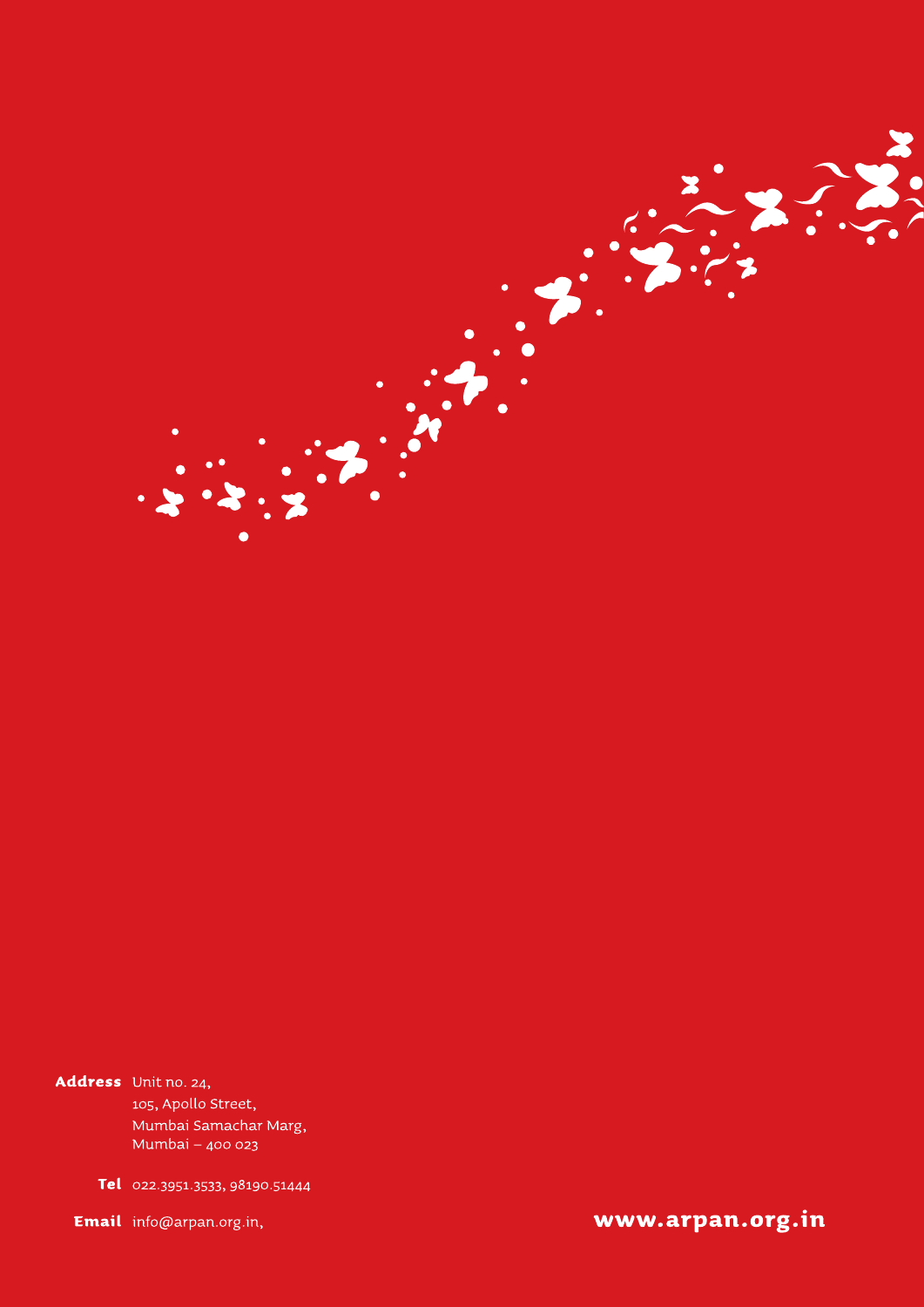**Address** Unit no. 24,
105, Apollo Street,
Mumbai Samachar Marg,
Mumbai – 400 023

**Tel** 022.3951.3533, 98190.51444

**Email** info@arpan.org.in,

**www.arpan.org.in**